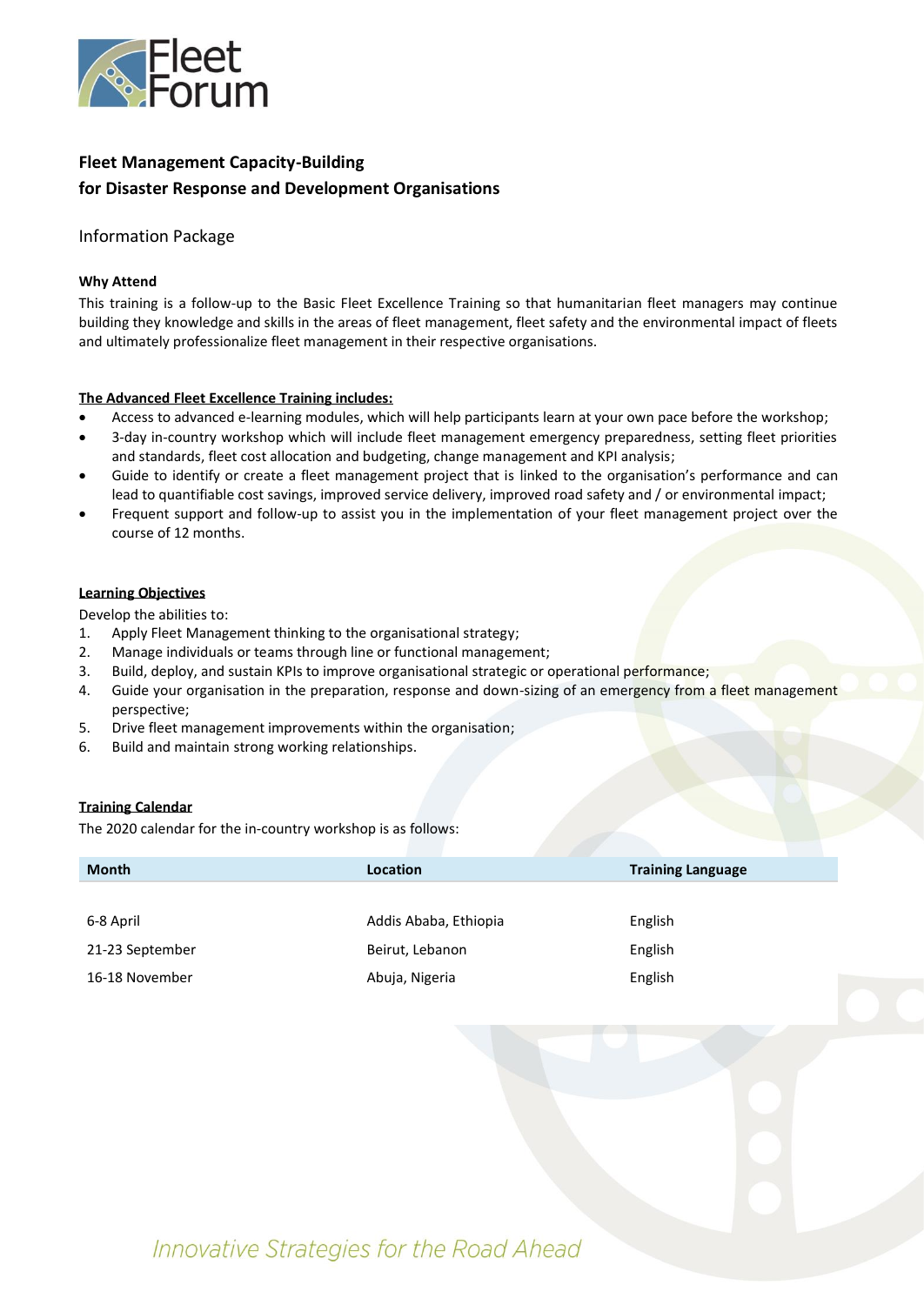Fleet Forum

# Fleet Management Capacity-Building for Disaster Response and Development Organisations

Information Package

### Why Attend

This training is a follow-up to the Basic Fleet Excellence Training so that humanitarian fleet managers may continue building they knowledge and skills in the areas of fleet management, fleet safety and the environmental impact of fleets and ultimately professionalize fleet management in their respective organisations.

### The Advanced Fleet Excellence Training includes:

- Access to advanced e-learning modules, which will help participants learn at your own pace before the workshop;
- 3-day in-country workshop which will include fleet management emergency preparedness, setting fleet priorities and standards, fleet cost allocation and budgeting, change management and KPI analysis;
- Guide to identify or create a fleet management project that is linked to the organisation's performance and can lead to quantifiable cost savings, improved service delivery, improved road safety and / or environmental impact;
- Frequent support and follow-up to assist you in the implementation of your fleet management project over the course of 12 months.

### Learning Objectives

Develop the abilities to:

1. Apply Fleet Management thinking to the organisational strategy;
2. Manage individuals or teams through line or functional management;
3. Build, deploy, and sustain KPIs to improve organisational strategic or operational performance;
4. Guide your organisation in the preparation, response and down-sizing of an emergency from a fleet management perspective;
5. Drive fleet management improvements within the organisation;
6. Build and maintain strong working relationships.

### Training Calendar

The 2020 calendar for the in-country workshop is as follows:

| Month | Location | Training Language |
|---|---|---|
| 6-8 April | Addis Ababa, Ethiopia | English |
| 21-23 September | Beirut, Lebanon | English |
| 16-18 November | Abuja, Nigeria | English |

*Innovative Strategies for the Road Ahead*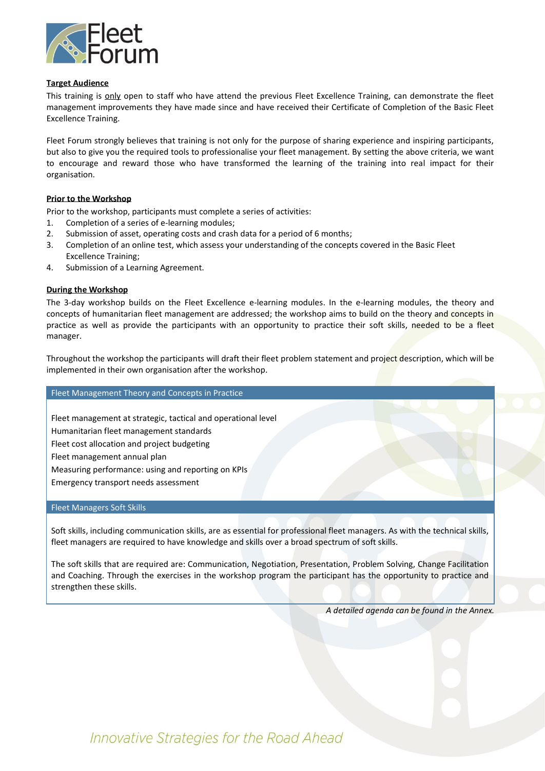**Target Audience**

This training is only open to staff who have attend the previous Fleet Excellence Training, can demonstrate the fleet management improvements they have made since and have received their Certificate of Completion of the Basic Fleet Excellence Training.

Fleet Forum strongly believes that training is not only for the purpose of sharing experience and inspiring participants, but also to give you the required tools to professionalise your fleet management. By setting the above criteria, we want to encourage and reward those who have transformed the learning of the training into real impact for their organisation.

**Prior to the Workshop**

Prior to the workshop, participants must complete a series of activities:

1. Completion of a series of e-learning modules;
2. Submission of asset, operating costs and crash data for a period of 6 months;
3. Completion of an online test, which assess your understanding of the concepts covered in the Basic Fleet Excellence Training;
4. Submission of a Learning Agreement.

**During the Workshop**

The 3-day workshop builds on the Fleet Excellence e-learning modules. In the e-learning modules, the theory and concepts of humanitarian fleet management are addressed; the workshop aims to build on the theory and concepts in practice as well as provide the participants with an opportunity to practice their soft skills, needed to be a fleet manager.

Throughout the workshop the participants will draft their fleet problem statement and project description, which will be implemented in their own organisation after the workshop.

### Fleet Management Theory and Concepts in Practice

Fleet management at strategic, tactical and operational level
Humanitarian fleet management standards
Fleet cost allocation and project budgeting
Fleet management annual plan
Measuring performance: using and reporting on KPIs
Emergency transport needs assessment

### Fleet Managers Soft Skills

Soft skills, including communication skills, are as essential for professional fleet managers. As with the technical skills, fleet managers are required to have knowledge and skills over a broad spectrum of soft skills.

The soft skills that are required are: Communication, Negotiation, Presentation, Problem Solving, Change Facilitation and Coaching. Through the exercises in the workshop program the participant has the opportunity to practice and strengthen these skills.

*A detailed agenda can be found in the Annex.*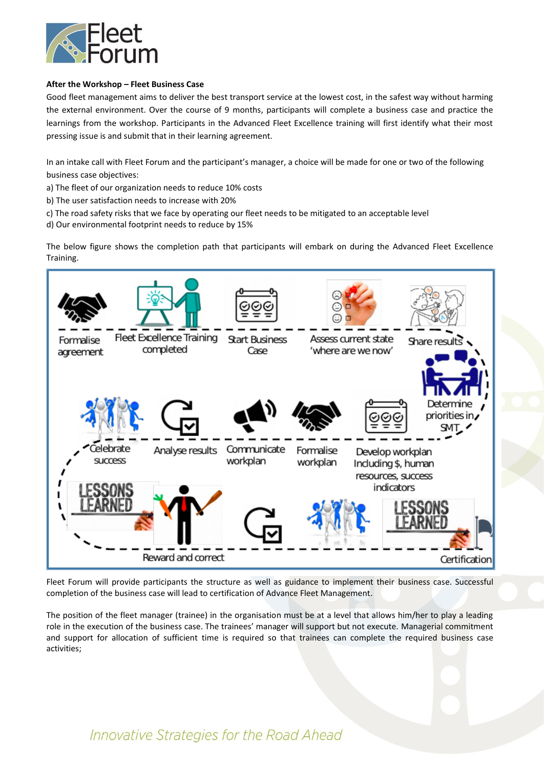**After the Workshop – Fleet Business Case**

Good fleet management aims to deliver the best transport service at the lowest cost, in the safest way without harming the external environment. Over the course of 9 months, participants will complete a business case and practice the learnings from the workshop. Participants in the Advanced Fleet Excellence training will first identify what their most pressing issue is and submit that in their learning agreement.

In an intake call with Fleet Forum and the participant's manager, a choice will be made for one or two of the following business case objectives:

a) The fleet of our organization needs to reduce 10% costs
b) The user satisfaction needs to increase with 20%
c) The road safety risks that we face by operating our fleet needs to be mitigated to an acceptable level
d) Our environmental footprint needs to reduce by 15%

The below figure shows the completion path that participants will embark on during the Advanced Fleet Excellence Training.

Formalise agreement
Fleet Excellence Training completed
Start Business Case
Assess current state 'where are we now'
Share results
Determine priorities in SMT
Develop workplan Including $, human resources, success indicators
Formalise workplan
Communicate workplan
Analyse results
Celebrate success
LESSONS LEARNED
Reward and correct
LESSONS LEARNED
Certification

Fleet Forum will provide participants the structure as well as guidance to implement their business case. Successful completion of the business case will lead to certification of Advance Fleet Management.

The position of the fleet manager (trainee) in the organisation must be at a level that allows him/her to play a leading role in the execution of the business case. The trainees' manager will support but not execute. Managerial commitment and support for allocation of sufficient time is required so that trainees can complete the required business case activities;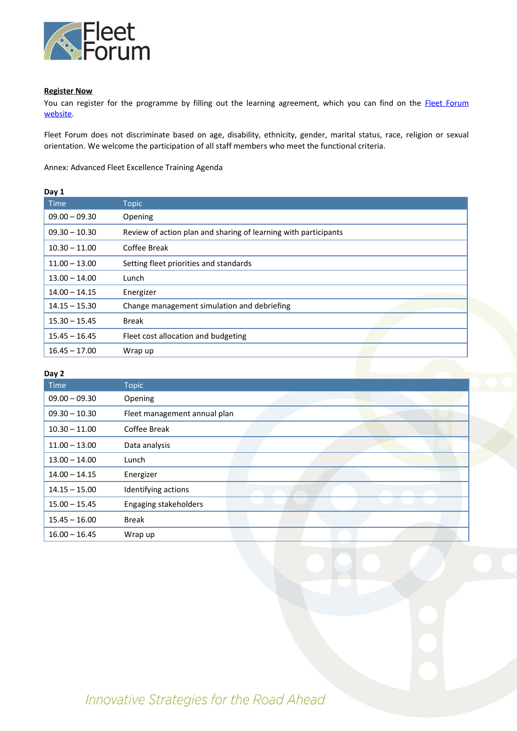**Register Now**

You can register for the programme by filling out the learning agreement, which you can find on the [Fleet Forum website](#).

Fleet Forum does not discriminate based on age, disability, ethnicity, gender, marital status, race, religion or sexual orientation. We welcome the participation of all staff members who meet the functional criteria.

Annex: Advanced Fleet Excellence Training Agenda

**Day 1**

| Time | Topic |
|---|---|
| 09.00 – 09.30 | Opening |
| 09.30 – 10.30 | Review of action plan and sharing of learning with participants |
| 10.30 – 11.00 | Coffee Break |
| 11.00 – 13.00 | Setting fleet priorities and standards |
| 13.00 – 14.00 | Lunch |
| 14.00 – 14.15 | Energizer |
| 14.15 – 15.30 | Change management simulation and debriefing |
| 15.30 – 15.45 | Break |
| 15.45 – 16.45 | Fleet cost allocation and budgeting |
| 16.45 – 17.00 | Wrap up |

**Day 2**

| Time | Topic |
|---|---|
| 09.00 – 09.30 | Opening |
| 09.30 – 10.30 | Fleet management annual plan |
| 10.30 – 11.00 | Coffee Break |
| 11.00 – 13.00 | Data analysis |
| 13.00 – 14.00 | Lunch |
| 14.00 – 14.15 | Energizer |
| 14.15 – 15.00 | Identifying actions |
| 15.00 – 15.45 | Engaging stakeholders |
| 15.45 – 16.00 | Break |
| 16.00 – 16.45 | Wrap up |

*Innovative Strategies for the Road Ahead*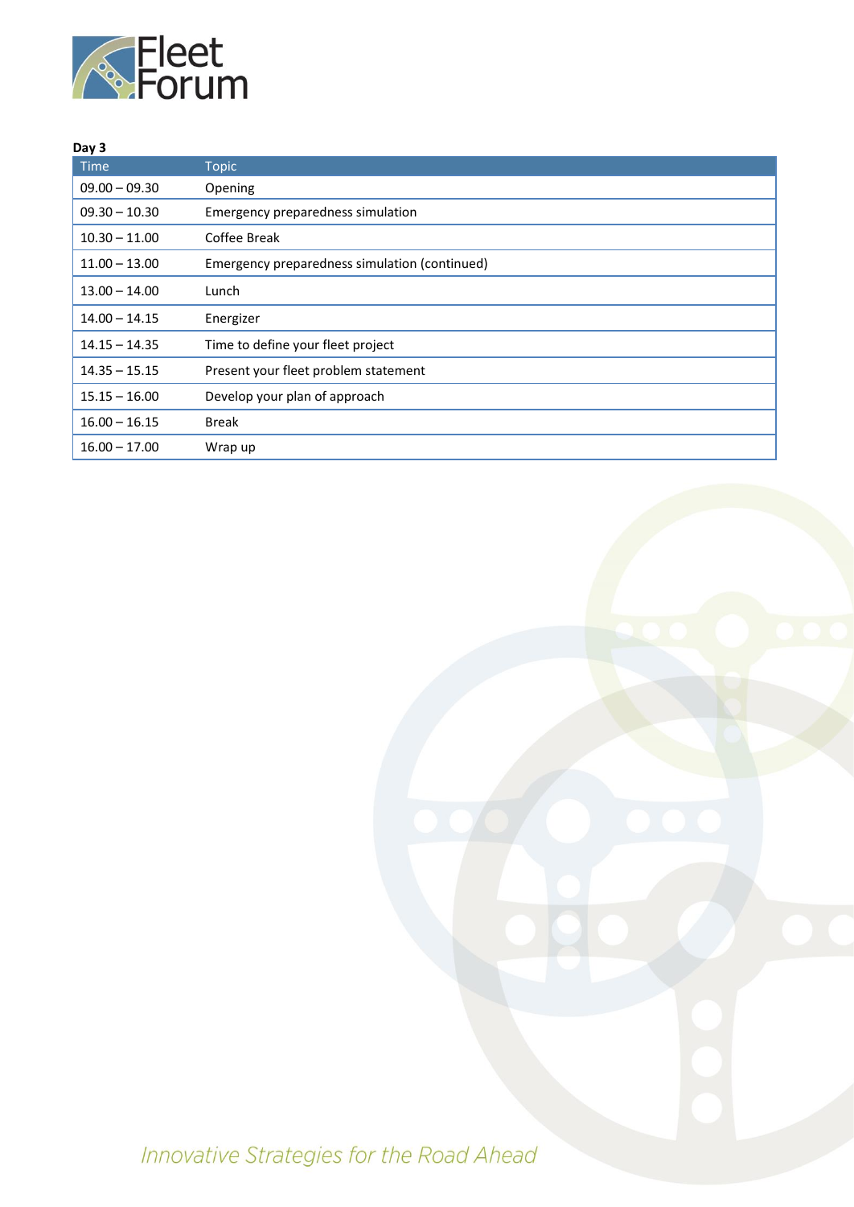**Day 3**

| Time | Topic |
|---|---|
| 09.00 – 09.30 | Opening |
| 09.30 – 10.30 | Emergency preparedness simulation |
| 10.30 – 11.00 | Coffee Break |
| 11.00 – 13.00 | Emergency preparedness simulation (continued) |
| 13.00 – 14.00 | Lunch |
| 14.00 – 14.15 | Energizer |
| 14.15 – 14.35 | Time to define your fleet project |
| 14.35 – 15.15 | Present your fleet problem statement |
| 15.15 – 16.00 | Develop your plan of approach |
| 16.00 – 16.15 | Break |
| 16.00 – 17.00 | Wrap up |